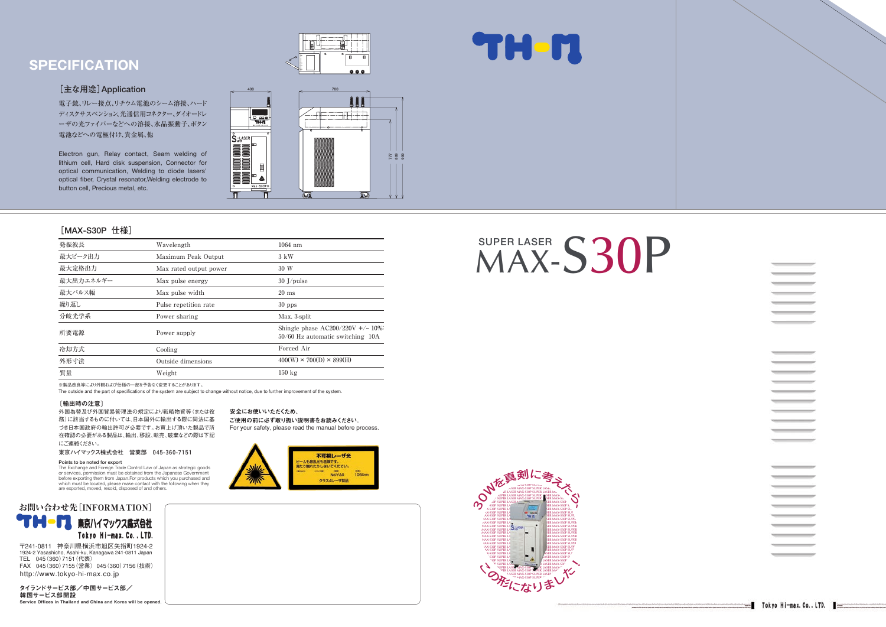## SPECIFICATION

### ［主な用途］Application

電子銃、リレー接点、リチウム電池のシーム溶接、ハードディスクサスペンション、光通信用コネクター、ダイオードレーザの光ファイバーなどへの溶接、水晶振動子、ボタン電池などへの電極付け、貴金属、他

Electron gun, Relay contact, Seam welding of lithium cell, Hard disk suspension, Connector for optical communication, Welding to diode lasers' optical fiber, Crystal resonator,Welding electrode to button cell, Precious metal, etc.

# SUPER LASER MAX-S30P

### ［MAX-S30P 仕様］

| | | |
|---|---|---|
| 発振波長 | Wavelength | 1064 nm |
| 最大ピーク出力 | Maximum Peak Output | 3 kW |
| 最大定格出力 | Max rated output power | 30 W |
| 最大出力エネルギー | Max pulse energy | 30 J/pulse |
| 最大パルス幅 | Max pulse width | 20 ms |
| 繰り返し | Pulse repetition rate | 30 pps |
| 分岐光学系 | Power sharing | Max. 3-split |
| 所要電源 | Power supply | Shingle phase AC200/220V +/- 10%; 50/60 Hz automatic switching 10A |
| 冷却方式 | Cooling | Forced Air |
| 外形寸法 | Outside dimensions | 400(W) × 700(D) × 899(H) |
| 質量 | Weight | 150 kg |

※製品改良等により外観および仕様の一部を予告なく変更することがあります。

The outside and the part of specifications of the system are subject to change without notice, due to further improvement of the system.

### ［輸出時の注意］

外国為替及び外国貿易管理法の規定により戦略物資等（または役務）に該当するものに付いては、日本国外に輸出する際に同法に基づき日本国政府の輸出許可が必要です。お買上げ頂いた製品で所在確認の必要がある製品は、輸出、移設、転売、破棄などの際は下記にご連絡ください。

東京ハイマックス株式会社　営業部　045-360-7151

**Points to be noted for export**

The Exchange and Foreign Trade Control Law of Japan as strategic goods or services, permission must be obtained from the Japanese Government before exporting them from Japan.For products which you purchased and which must be located, please make contact with the following when they are exported, moved, resold, disposed of and others.

**安全にお使いいただくため、ご使用の前に必ず取り扱い説明書をお読みください。**

For your safety, please read the manual before process.

不可視レーザ光
ビームも散乱光も危険です。
見たり触れたりしないでください。
Nd:YAG 1064nm
クラス4レーザ製品

### お問い合わせ先［INFORMATION］

東京ハイマックス株式会社
Tokyo Hi-max. Co., LTD.

〒241-0811　神奈川県横浜市旭区矢指町1924-2
1924-2 Yasashicho, Asahi-ku, Kanagawa 241-0811 Japan
TEL　045（360）7151（代表）
FAX　045（360）7155（営業）　045（360）7156（技術）
http://www.tokyo-hi-max.co.jp

**タイランドサービス部／中国サービス部／韓国サービス部開設**
**Service Offices in Thailand and China and Korea will be opened.**

30Wを真剣に考えたら、この形になりました！

Tokyo Hi-max. Co., LTD.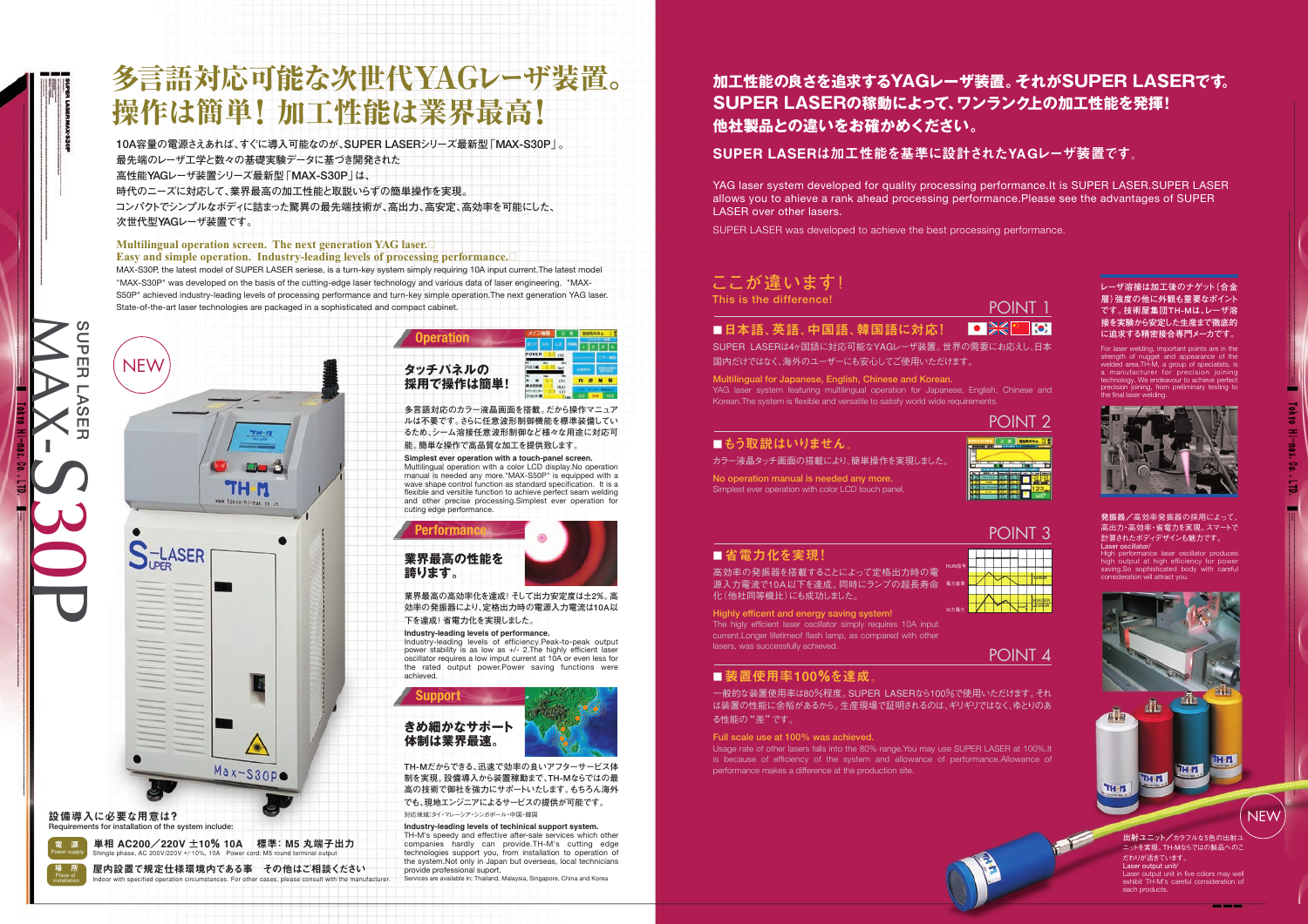# 多言語対応可能な次世代YAGレーザ装置。操作は簡単！加工性能は業界最高！

10A容量の電源さえあれば、すぐに導入可能なのが、SUPER LASERシリーズ最新型「MAX-S30P」。
最先端のレーザ工学と数々の基礎実験データに基づき開発された
高性能YAGレーザ装置シリーズ最新型「MAX-S30P」は、
時代のニーズに対応して、業界最高の加工性能と取扱いらずの簡単操作を実現。
コンパクトでシンプルなボディに詰まった驚異の最先端技術が、高出力、高安定、高効率を可能にした、
次世代型YAGレーザ装置です。

**Multilingual operation screen. The next generation YAG laser.**
**Easy and simple operation. Industry-leading levels of processing performance.**

MAX-S30P, the latest model of SUPER LASER seriese, is a turn-key system simply requiring 10A input current.The latest model "MAX-S30P" was developed on the basis of the cutting-edge laser technology and various data of laser engineering. "MAX-S50P" achieved industry-leading levels of processing performance and turn-key simple operation.The next generation YAG laser. State-of-the-art laser technologies are packaged in a sophisticated and compact cabinet.

SUPER LASER MAX-S30P

NEW

## Operation

### タッチパネルの採用で操作は簡単！

多言語対応のカラー液晶画面を搭載。だから操作マニュアルは不要です。さらに任意波形制御機能を標準装備しているため、シーム溶接任意波形制御など様々な用途に対応可能。簡単な操作で高品質な加工を提供致します。

**Simplest ever operation with a touch-panel screen.**
Multilingual operation with a color LCD display.No operation manual is needed any more."MAX-S50P" is equipped with a wave shape control function as standard specification. It is a flexible and versitile function to achieve perfect seam welding and other precise processing.Simplest ever operation for cutting edge performance.

## Performance

### 業界最高の性能を誇ります。

業界最高の高効率化を達成！そして出力安定度は±2%。高効率の発振器により、定格出力時の電源入力電流は10A以下を達成！省電力化を実現しました。

**Industry-leading levels of performance.**
Industry-leading levels of efficiency.Peak-to-peak output power stability is as low as +/- 2.The highly efficient laser oscillator requires a low input current at 10A or even less for the rated output power.Power saving functions were achieved.

## Support

### きめ細かなサポート体制は業界最速。

TH-Mだからできる、迅速で効率の良いアフターサービス体制を実現。設備導入から装置稼動まで、TH-Mならではの最高の技術で御社を強力にサポートいたします。もちろん海外でも、現地エンジニアによるサービスの提供が可能です。
対応地域:タイ・マレーシア・シンガポール・中国・韓国

**Industry-leading levels of techinical support system.**
TH-M's speedy and effective after-sale services which other companies hardly can provide.TH-M's cutting edge technologies support you, from installation to operation of the system.Not only in Japan but overseas, local technicians provide professional support.
Services are available in: Thailand, Malaysia, Singapore, China and Korea

### 設備導入に必要な用意は？
Requirements for installation of the system include:

**電源 Power supply** 単相 AC200／220V ±10% 10A　標準：M5 丸端子出力
Shingle phase, AC 200V/220V +/-10%, 10A　Power cord: M5 round terminal output

**場所 Place of installation** 屋内設置で規定仕様環境内である事　その他はご相談ください
Indoor with specified operation circumstances. For other cases, please consult with the manufacturer.

---

## 加工性能の良さを追求するYAGレーザ装置。それがSUPER LASERです。SUPER LASERの稼動によって、ワンランク上の加工性能を発揮！他社製品との違いをお確かめください。

### SUPER LASERは加工性能を基準に設計されたYAGレーザ装置です。

YAG laser system developed for quality processing performance.It is SUPER LASER.SUPER LASER allows you to achieve a rank ahead processing performance.Please see the advantages of SUPER LASER over other lasers.

SUPER LASER was developed to achieve the best processing performance.

## ここが違います！
This is the difference!

### POINT 1
**■日本語、英語、中国語、韓国語に対応！**

SUPER LASERは4ヶ国語に対応可能なYAGレーザ装置。世界の需要にお応えし、日本国内だけではなく、海外のユーザーにも安心してご使用いただけます。

**Multilingual for Japanese, English, Chinese and Korean.**
YAG laser system featuring multilingual operation for Japanese, English, Chinese and Korean.The system is flexible and versatile to satisfy world wide requirements.

### POINT 2
**■もう取説はいりません。**

カラー液晶タッチ画面の搭載により、簡単操作を実現しました。

**No operation manual is needed any more.**
Simplest ever operation with color LCD touch panel.

### POINT 3
**■省電力化を実現！**

高効率の発振器を搭載することによって定格出力時の電源入力電流で10A以下を達成。同時にランプの超長寿命化（他社同等機比）にも成功しました。

**Highly efficent and energy saving system!**
The higly efficient laser oscillator simply requires 10A input current.Longer lifetimeof flash lamp, as compared with other lasers, was successfully achieved.

RUN信号
電力基準
出力電力

### POINT 4
**■装置使用率100%を達成。**

一般的な装置使用率は80%程度。SUPER LASERなら100%で使用いただけます。それは装置の性能に余裕があるから。生産現場で証明されるのは、ギリギリではなく、ゆとりのある性能の"差"です。

**Full scale use at 100% was achieved.**
Usage rate of other lasers falls into the 80% range.You may use SUPER LASER at 100%.It is because of efficiency of the system and allowance of performance.Allowance of performance makes a difference at the production site.

---

レーザ溶接は加工後のナゲット（合金層）強度の他に外観も重要なポイントです。技術屋集団TH-Mは、レーザ溶接を実験から安定した生産まで徹底的に追求する精密接合専門メーカです。

For laser welding, important points are in the strength of nugget and appearance of the welded area.TH-M, a group of specialists, is a manufacturer for precision joining technology. We endeavour to achieve perfect precision joining, from preliminary testing to the final laser welding.

発振器／高効率発振器の採用によって、高出力・高効率・省電力を実現。スマートで計算されたボディデザインも魅力です。
Laser oscillator/
High performance laser oscillator produces high output at high efficiency for power saving.So sophisticated body with careful consideration will attract you.

NEW

出射ユニット／カラフルな5色の出射ユニットを実現。TH-Mならではの製品へのこだわりが活きています。
Laser output unit/
Laser output unit in five colors may well exhibit TH-M's careful consideration of each products.